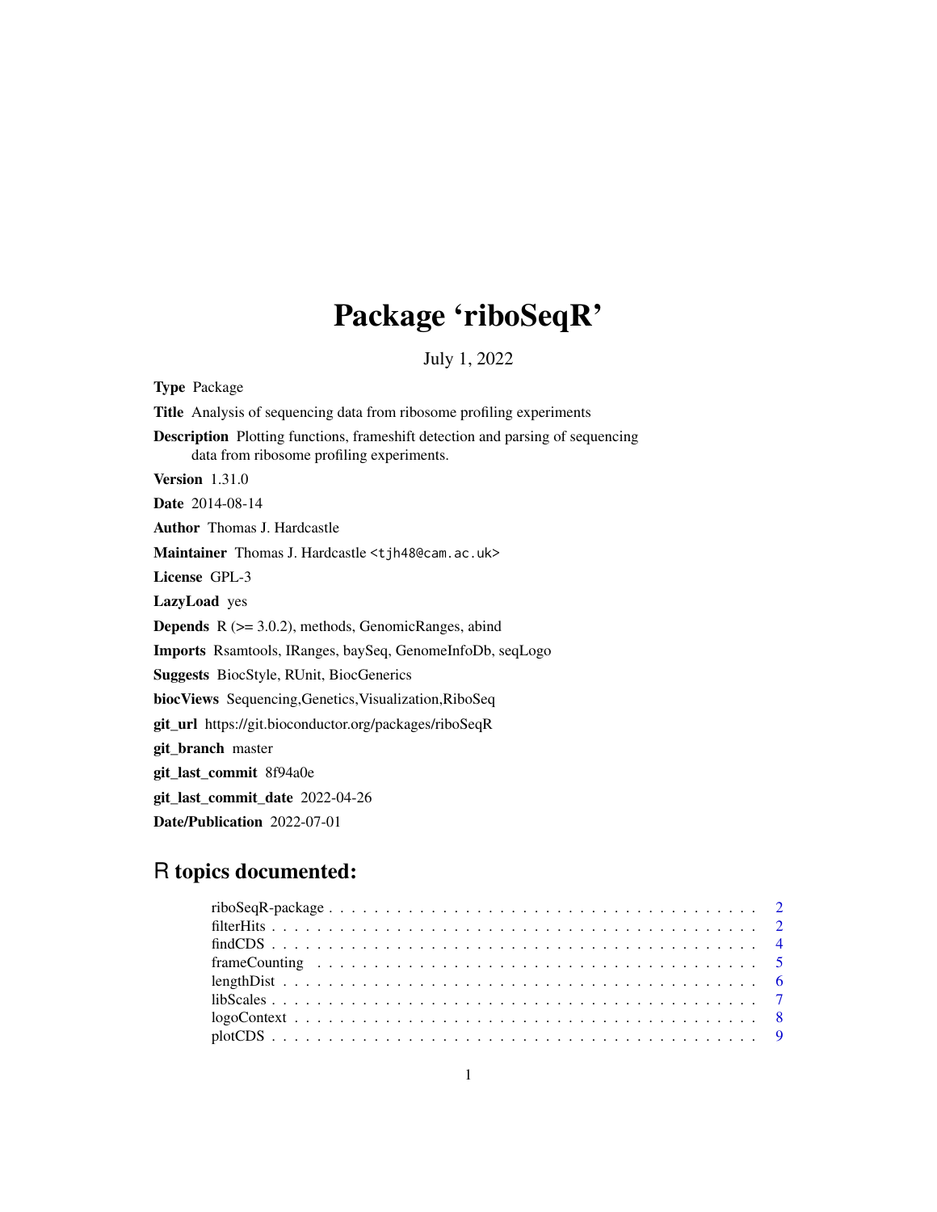# Package 'riboSeqR'

July 1, 2022

**Type** Package

**Title** Analysis of sequencing data from ribosome profiling experiments

**Description** Plotting functions, frameshift detection and parsing of sequencing data from ribosome profiling experiments.

**Version** 1.31.0

**Date** 2014-08-14

**Author** Thomas J. Hardcastle

**Maintainer** Thomas J. Hardcastle <tjh48@cam.ac.uk>

**License** GPL-3

**LazyLoad** yes

**Depends** R (>= 3.0.2), methods, GenomicRanges, abind

**Imports** Rsamtools, IRanges, baySeq, GenomeInfoDb, seqLogo

**Suggests** BiocStyle, RUnit, BiocGenerics

**biocViews** Sequencing,Genetics,Visualization,RiboSeq

**git_url** https://git.bioconductor.org/packages/riboSeqR

**git_branch** master

**git_last_commit** 8f94a0e

**git_last_commit_date** 2022-04-26

**Date/Publication** 2022-07-01

## R topics documented:

- riboSeqR-package . . . . . . . . . . . . . . . . . . . . . . . . . . . . . . . . . . . . 2
- filterHits . . . . . . . . . . . . . . . . . . . . . . . . . . . . . . . . . . . . . . . . 2
- findCDS . . . . . . . . . . . . . . . . . . . . . . . . . . . . . . . . . . . . . . . . . 4
- frameCounting . . . . . . . . . . . . . . . . . . . . . . . . . . . . . . . . . . . . . 5
- lengthDist . . . . . . . . . . . . . . . . . . . . . . . . . . . . . . . . . . . . . . . 6
- libScales . . . . . . . . . . . . . . . . . . . . . . . . . . . . . . . . . . . . . . . . 7
- logoContext . . . . . . . . . . . . . . . . . . . . . . . . . . . . . . . . . . . . . . 8
- plotCDS . . . . . . . . . . . . . . . . . . . . . . . . . . . . . . . . . . . . . . . . . 9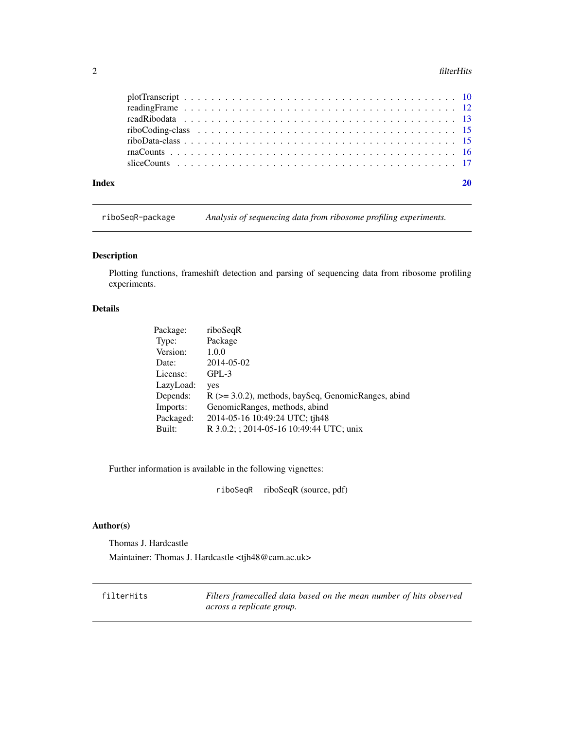plotTranscript . . . . . . . . . . . . . . . . . . . . . . . . . . . . . . . . . . . 10
readingFrame . . . . . . . . . . . . . . . . . . . . . . . . . . . . . . . . . . . 12
readRibodata . . . . . . . . . . . . . . . . . . . . . . . . . . . . . . . . . . . 13
riboCoding-class . . . . . . . . . . . . . . . . . . . . . . . . . . . . . . . . . . 15
riboData-class . . . . . . . . . . . . . . . . . . . . . . . . . . . . . . . . . . . 15
rnaCounts . . . . . . . . . . . . . . . . . . . . . . . . . . . . . . . . . . . . . 16
sliceCounts . . . . . . . . . . . . . . . . . . . . . . . . . . . . . . . . . . . . 17

**Index** **20**

---

`riboSeqR-package` *Analysis of sequencing data from ribosome profiling experiments.*

---

## Description

Plotting functions, frameshift detection and parsing of sequencing data from ribosome profiling experiments.

## Details

| | |
|---|---|
| Package: | riboSeqR |
| Type: | Package |
| Version: | 1.0.0 |
| Date: | 2014-05-02 |
| License: | GPL-3 |
| LazyLoad: | yes |
| Depends: | R (>= 3.0.2), methods, baySeq, GenomicRanges, abind |
| Imports: | GenomicRanges, methods, abind |
| Packaged: | 2014-05-16 10:49:24 UTC; tjh48 |
| Built: | R 3.0.2; ; 2014-05-16 10:49:44 UTC; unix |

Further information is available in the following vignettes:

`riboSeqR` riboSeqR (source, pdf)

## Author(s)

Thomas J. Hardcastle

Maintainer: Thomas J. Hardcastle <tjh48@cam.ac.uk>

---

`filterHits` *Filters framecalled data based on the mean number of hits observed across a replicate group.*

---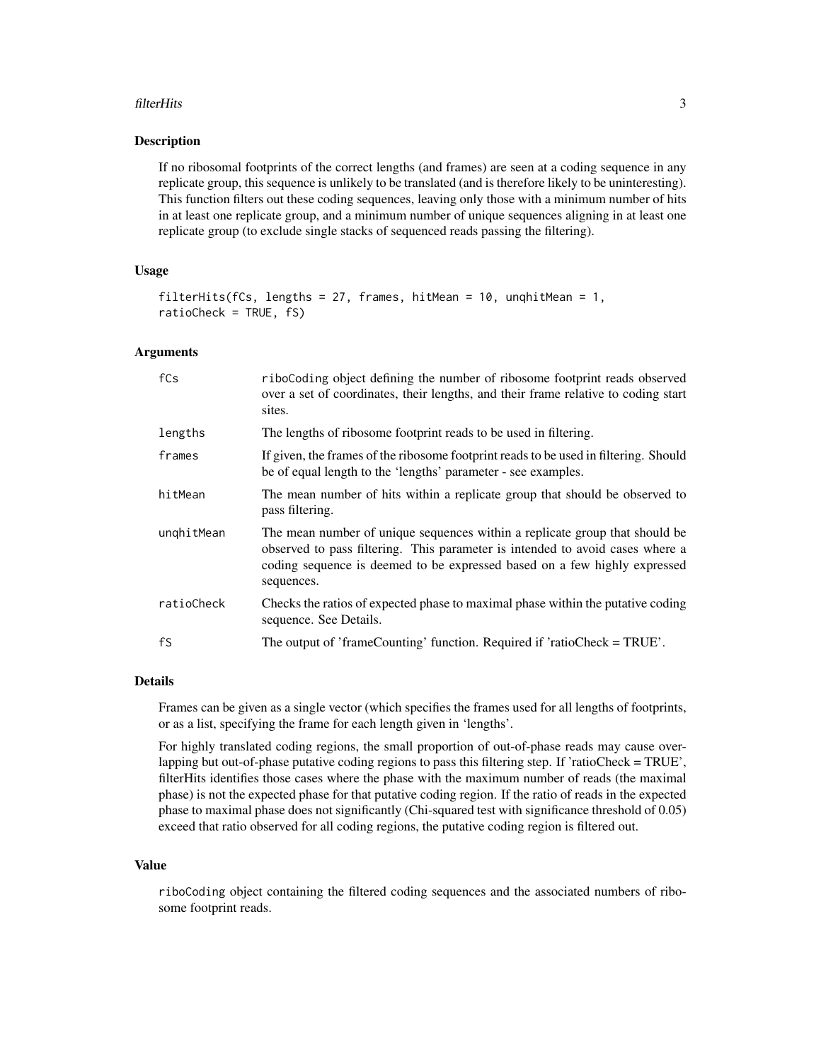## Description

If no ribosomal footprints of the correct lengths (and frames) are seen at a coding sequence in any replicate group, this sequence is unlikely to be translated (and is therefore likely to be uninteresting). This function filters out these coding sequences, leaving only those with a minimum number of hits in at least one replicate group, and a minimum number of unique sequences aligning in at least one replicate group (to exclude single stacks of sequenced reads passing the filtering).

## Usage

```
filterHits(fCs, lengths = 27, frames, hitMean = 10, unqhitMean = 1,
ratioCheck = TRUE, fS)
```

## Arguments

| | |
|---|---|
| `fCs` | riboCoding object defining the number of ribosome footprint reads observed over a set of coordinates, their lengths, and their frame relative to coding start sites. |
| `lengths` | The lengths of ribosome footprint reads to be used in filtering. |
| `frames` | If given, the frames of the ribosome footprint reads to be used in filtering. Should be of equal length to the 'lengths' parameter - see examples. |
| `hitMean` | The mean number of hits within a replicate group that should be observed to pass filtering. |
| `unqhitMean` | The mean number of unique sequences within a replicate group that should be observed to pass filtering. This parameter is intended to avoid cases where a coding sequence is deemed to be expressed based on a few highly expressed sequences. |
| `ratioCheck` | Checks the ratios of expected phase to maximal phase within the putative coding sequence. See Details. |
| `fS` | The output of 'frameCounting' function. Required if 'ratioCheck = TRUE'. |

## Details

Frames can be given as a single vector (which specifies the frames used for all lengths of footprints, or as a list, specifying the frame for each length given in 'lengths'.

For highly translated coding regions, the small proportion of out-of-phase reads may cause overlapping but out-of-phase putative coding regions to pass this filtering step. If 'ratioCheck = TRUE', filterHits identifies those cases where the phase with the maximum number of reads (the maximal phase) is not the expected phase for that putative coding region. If the ratio of reads in the expected phase to maximal phase does not significantly (Chi-squared test with significance threshold of 0.05) exceed that ratio observed for all coding regions, the putative coding region is filtered out.

## Value

riboCoding object containing the filtered coding sequences and the associated numbers of ribosome footprint reads.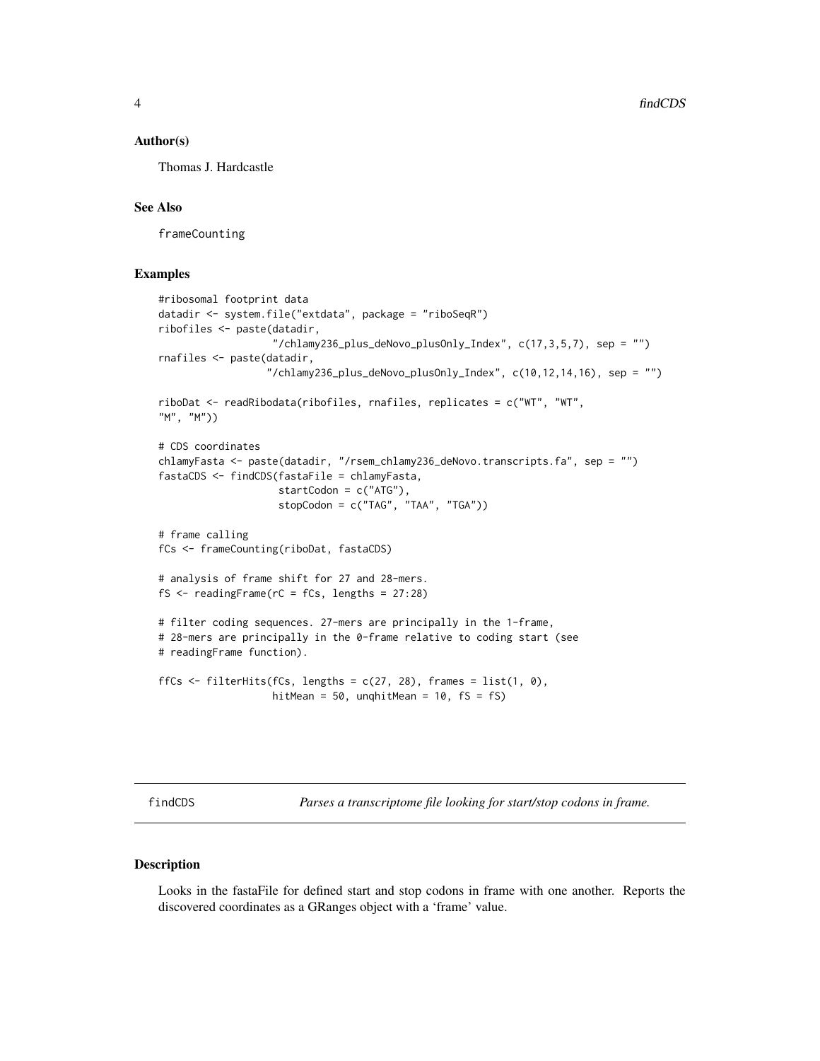### Author(s)

Thomas J. Hardcastle

### See Also

frameCounting

### Examples

```
#ribosomal footprint data
datadir <- system.file("extdata", package = "riboSeqR")
ribofiles <- paste(datadir,
                   "/chlamy236_plus_deNovo_plusOnly_Index", c(17,3,5,7), sep = "")
rnafiles <- paste(datadir,
                  "/chlamy236_plus_deNovo_plusOnly_Index", c(10,12,14,16), sep = "")

riboDat <- readRibodata(ribofiles, rnafiles, replicates = c("WT", "WT",
"M", "M"))

# CDS coordinates
chlamyFasta <- paste(datadir, "/rsem_chlamy236_deNovo.transcripts.fa", sep = "")
fastaCDS <- findCDS(fastaFile = chlamyFasta,
                    startCodon = c("ATG"),
                    stopCodon = c("TAG", "TAA", "TGA"))

# frame calling
fCs <- frameCounting(riboDat, fastaCDS)

# analysis of frame shift for 27 and 28-mers.
fS <- readingFrame(rC = fCs, lengths = 27:28)

# filter coding sequences. 27-mers are principally in the 1-frame,
# 28-mers are principally in the 0-frame relative to coding start (see
# readingFrame function).

ffCs <- filterHits(fCs, lengths = c(27, 28), frames = list(1, 0),
                   hitMean = 50, unqhitMean = 10, fS = fS)
```

## findCDS — *Parses a transcriptome file looking for start/stop codons in frame.*

### Description

Looks in the fastaFile for defined start and stop codons in frame with one another. Reports the discovered coordinates as a GRanges object with a 'frame' value.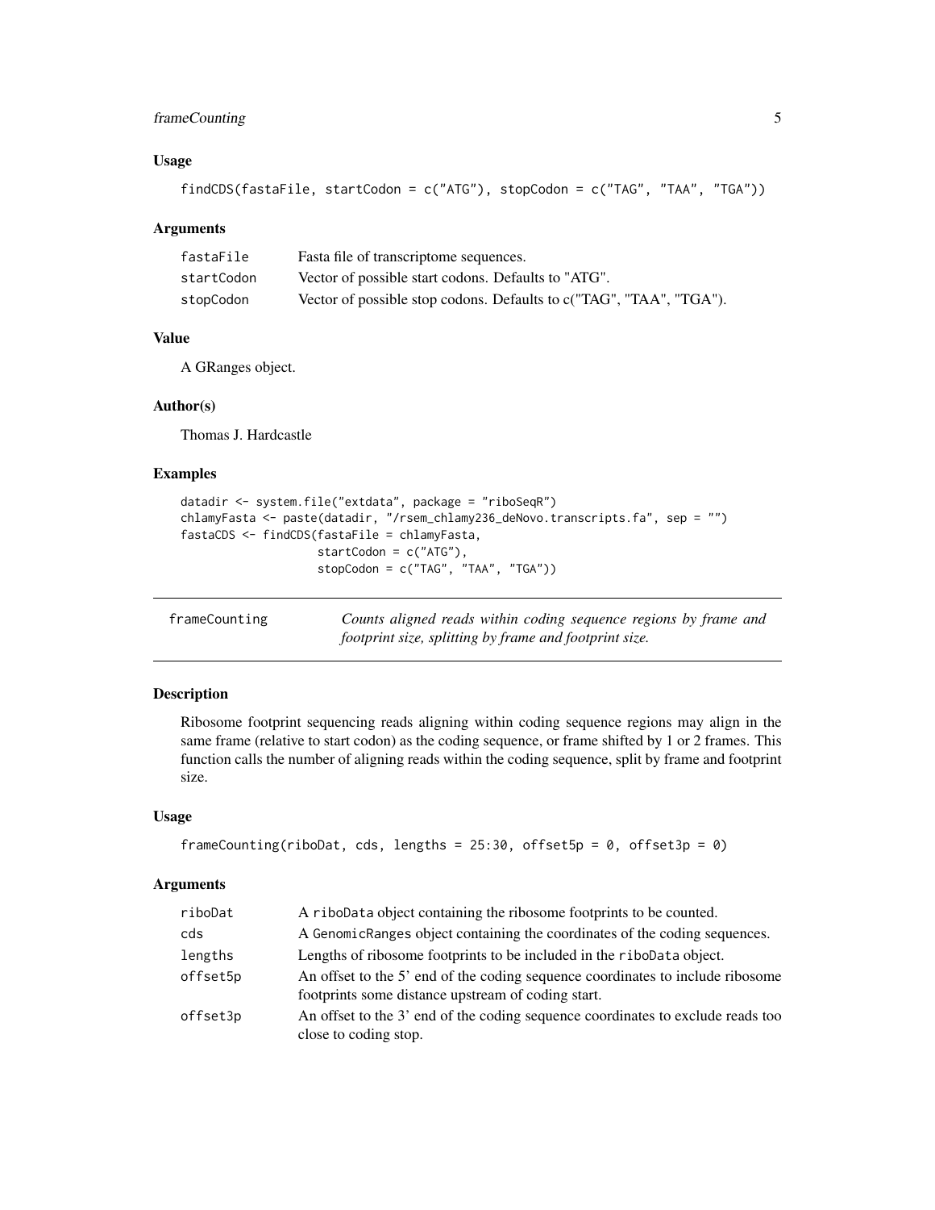### Usage

```
findCDS(fastaFile, startCodon = c("ATG"), stopCodon = c("TAG", "TAA", "TGA"))
```

### Arguments

| | |
|---|---|
| fastaFile | Fasta file of transcriptome sequences. |
| startCodon | Vector of possible start codons. Defaults to "ATG". |
| stopCodon | Vector of possible stop codons. Defaults to c("TAG", "TAA", "TGA"). |

### Value

A GRanges object.

### Author(s)

Thomas J. Hardcastle

### Examples

```
datadir <- system.file("extdata", package = "riboSeqR")
chlamyFasta <- paste(datadir, "/rsem_chlamy236_deNovo.transcripts.fa", sep = "")
fastaCDS <- findCDS(fastaFile = chlamyFasta,
                    startCodon = c("ATG"),
                    stopCodon = c("TAG", "TAA", "TGA"))
```

---

## frameCounting — *Counts aligned reads within coding sequence regions by frame and footprint size, splitting by frame and footprint size.*

---

### Description

Ribosome footprint sequencing reads aligning within coding sequence regions may align in the same frame (relative to start codon) as the coding sequence, or frame shifted by 1 or 2 frames. This function calls the number of aligning reads within the coding sequence, split by frame and footprint size.

### Usage

```
frameCounting(riboDat, cds, lengths = 25:30, offset5p = 0, offset3p = 0)
```

### Arguments

| | |
|---|---|
| riboDat | A riboData object containing the ribosome footprints to be counted. |
| cds | A GenomicRanges object containing the coordinates of the coding sequences. |
| lengths | Lengths of ribosome footprints to be included in the riboData object. |
| offset5p | An offset to the 5' end of the coding sequence coordinates to include ribosome footprints some distance upstream of coding start. |
| offset3p | An offset to the 3' end of the coding sequence coordinates to exclude reads too close to coding stop. |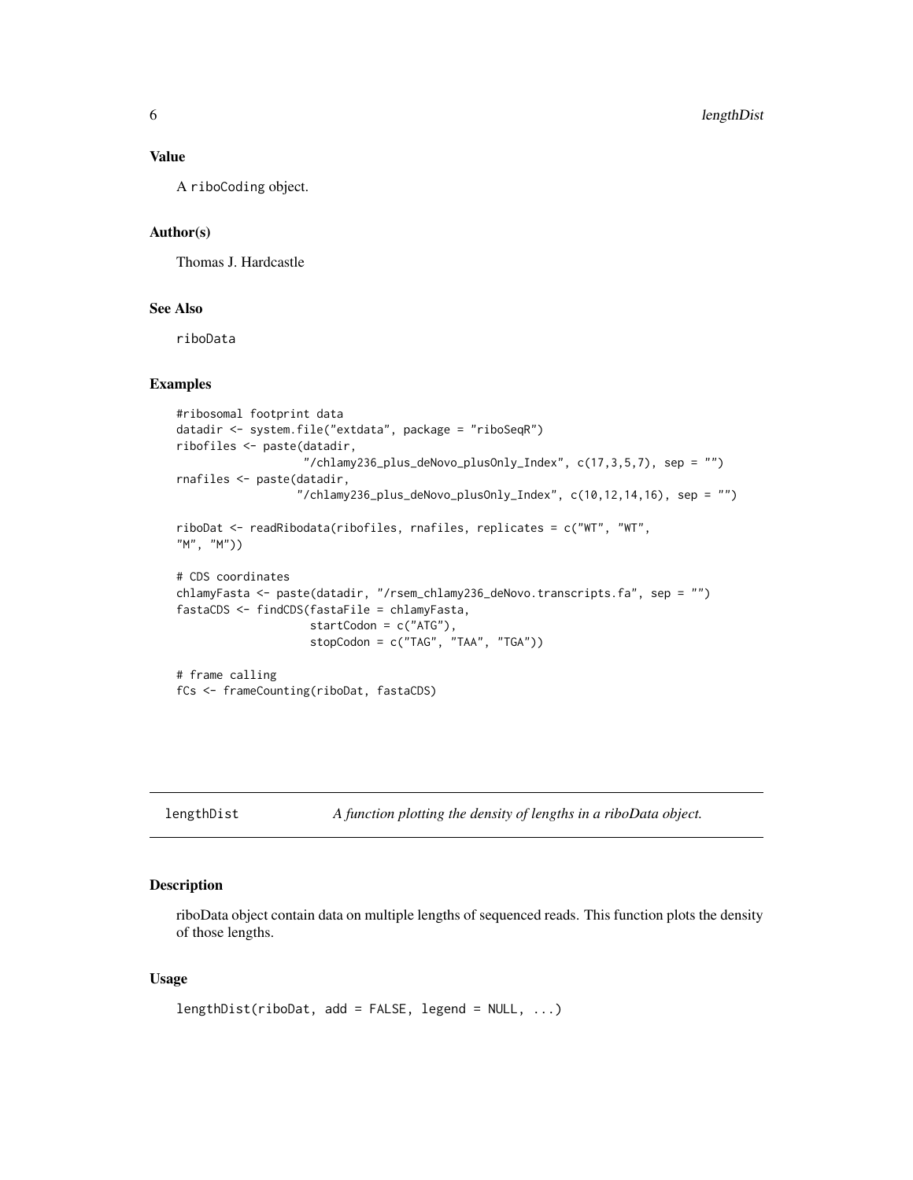### Value

A `riboCoding` object.

### Author(s)

Thomas J. Hardcastle

### See Also

riboData

### Examples

```
#ribosomal footprint data
datadir <- system.file("extdata", package = "riboSeqR")
ribofiles <- paste(datadir,
                   "/chlamy236_plus_deNovo_plusOnly_Index", c(17,3,5,7), sep = "")
rnafiles <- paste(datadir,
                  "/chlamy236_plus_deNovo_plusOnly_Index", c(10,12,14,16), sep = "")

riboDat <- readRibodata(ribofiles, rnafiles, replicates = c("WT", "WT",
"M", "M"))

# CDS coordinates
chlamyFasta <- paste(datadir, "/rsem_chlamy236_deNovo.transcripts.fa", sep = "")
fastaCDS <- findCDS(fastaFile = chlamyFasta,
                    startCodon = c("ATG"),
                    stopCodon = c("TAG", "TAA", "TGA"))

# frame calling
fCs <- frameCounting(riboDat, fastaCDS)
```

---

## lengthDist — *A function plotting the density of lengths in a riboData object.*

### Description

riboData object contain data on multiple lengths of sequenced reads. This function plots the density of those lengths.

### Usage

```
lengthDist(riboDat, add = FALSE, legend = NULL, ...)
```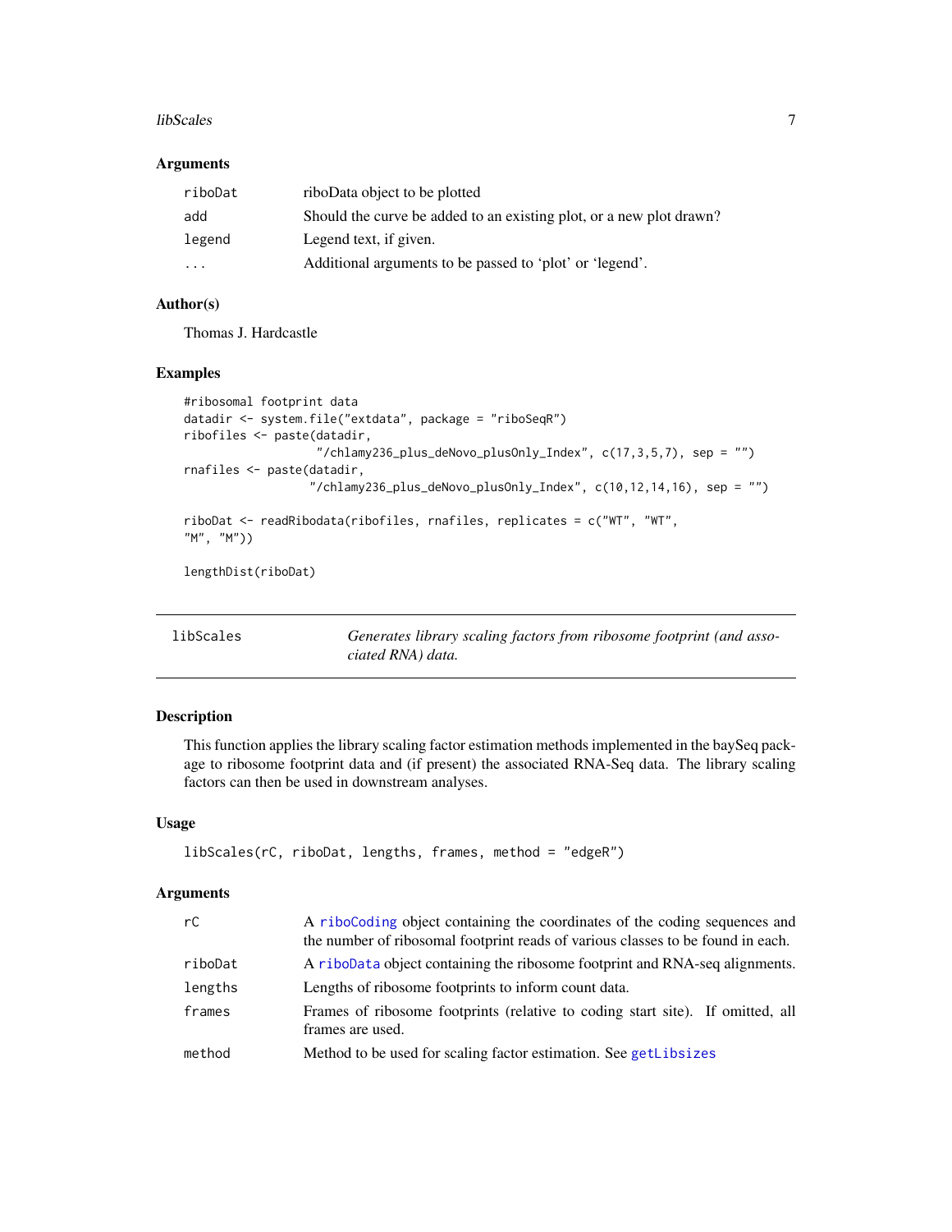## Arguments

| | |
|---|---|
| riboDat | riboData object to be plotted |
| add | Should the curve be added to an existing plot, or a new plot drawn? |
| legend | Legend text, if given. |
| ... | Additional arguments to be passed to 'plot' or 'legend'. |

## Author(s)

Thomas J. Hardcastle

## Examples

```
#ribosomal footprint data
datadir <- system.file("extdata", package = "riboSeqR")
ribofiles <- paste(datadir,
                   "/chlamy236_plus_deNovo_plusOnly_Index", c(17,3,5,7), sep = "")
rnafiles <- paste(datadir,
                  "/chlamy236_plus_deNovo_plusOnly_Index", c(10,12,14,16), sep = "")

riboDat <- readRibodata(ribofiles, rnafiles, replicates = c("WT", "WT",
"M", "M"))

lengthDist(riboDat)
```

---

# libScales

*Generates library scaling factors from ribosome footprint (and associated RNA) data.*

## Description

This function applies the library scaling factor estimation methods implemented in the baySeq package to ribosome footprint data and (if present) the associated RNA-Seq data. The library scaling factors can then be used in downstream analyses.

## Usage

```
libScales(rC, riboDat, lengths, frames, method = "edgeR")
```

## Arguments

| | |
|---|---|
| rC | A riboCoding object containing the coordinates of the coding sequences and the number of ribosomal footprint reads of various classes to be found in each. |
| riboDat | A riboData object containing the ribosome footprint and RNA-seq alignments. |
| lengths | Lengths of ribosome footprints to inform count data. |
| frames | Frames of ribosome footprints (relative to coding start site). If omitted, all frames are used. |
| method | Method to be used for scaling factor estimation. See getLibsizes |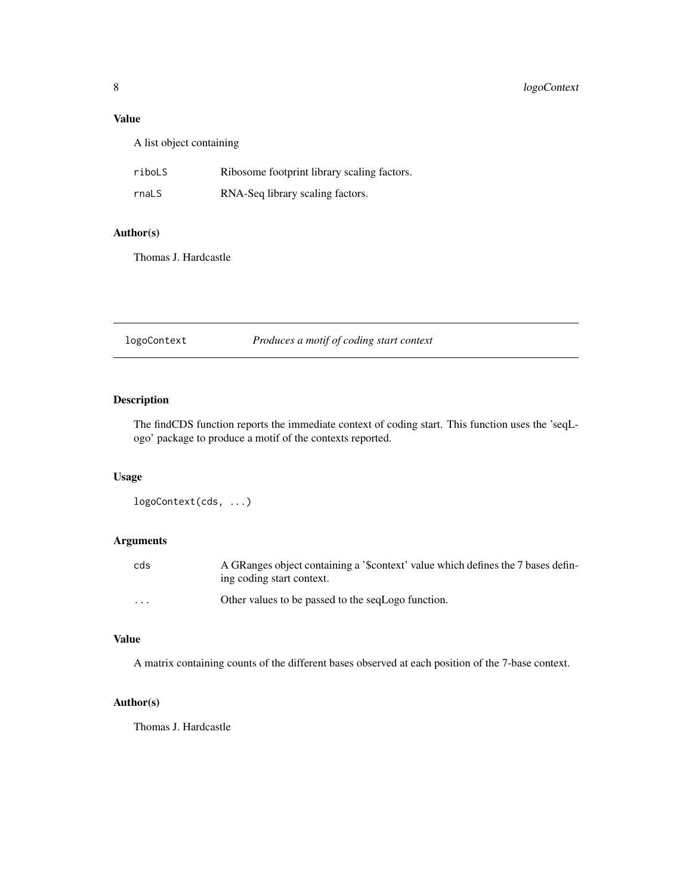### Value

A list object containing

| | |
|---|---|
| riboLS | Ribosome footprint library scaling factors. |
| rnaLS | RNA-Seq library scaling factors. |

### Author(s)

Thomas J. Hardcastle

---

## logoContext — *Produces a motif of coding start context*

---

### Description

The findCDS function reports the immediate context of coding start. This function uses the 'seqLogo' package to produce a motif of the contexts reported.

### Usage

```
logoContext(cds, ...)
```

### Arguments

| | |
|---|---|
| cds | A GRanges object containing a '$context' value which defines the 7 bases defining coding start context. |
| ... | Other values to be passed to the seqLogo function. |

### Value

A matrix containing counts of the different bases observed at each position of the 7-base context.

### Author(s)

Thomas J. Hardcastle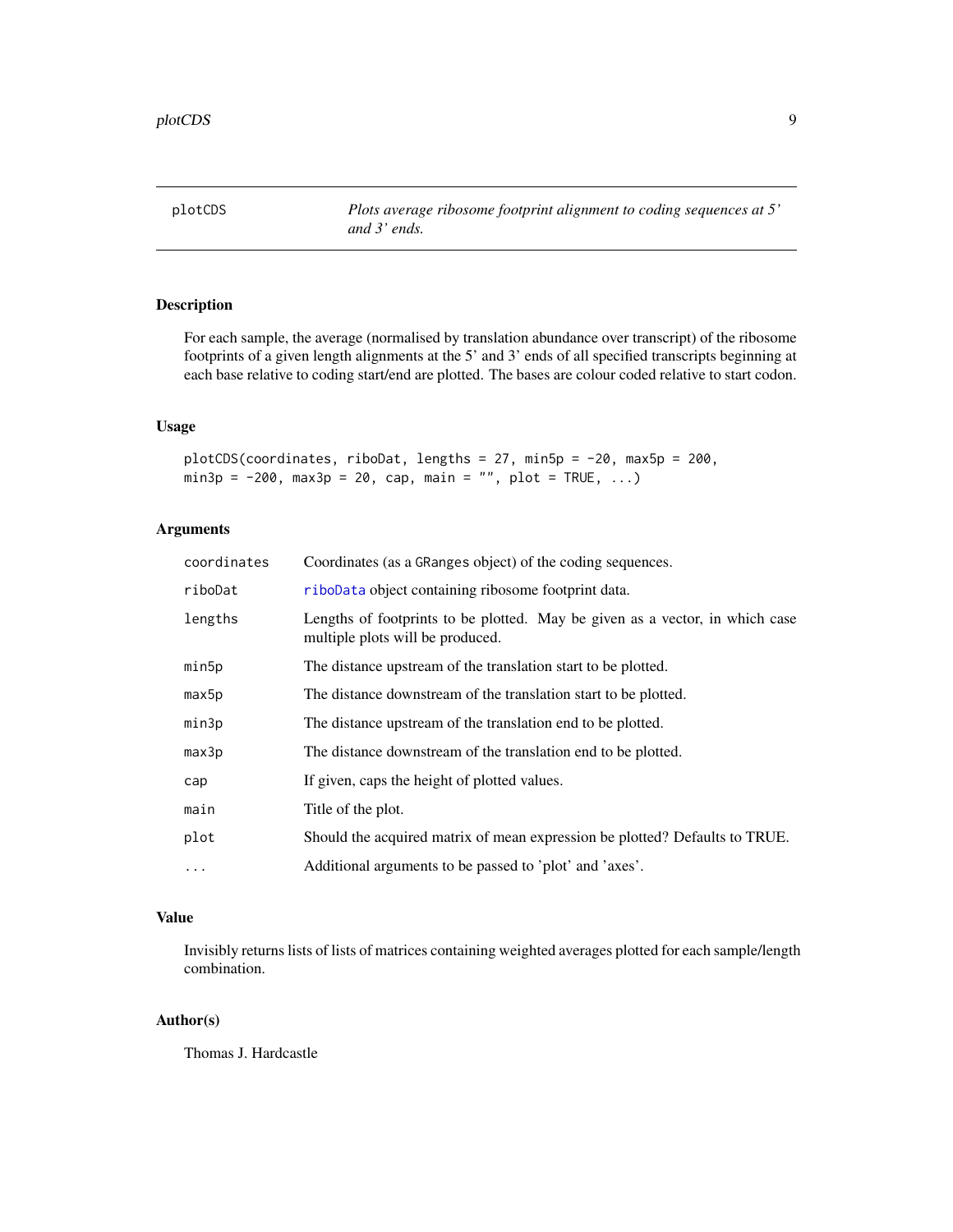| plotCDS | *Plots average ribosome footprint alignment to coding sequences at 5' and 3' ends.* |
| --- | --- |

## Description

For each sample, the average (normalised by translation abundance over transcript) of the ribosome footprints of a given length alignments at the 5' and 3' ends of all specified transcripts beginning at each base relative to coding start/end are plotted. The bases are colour coded relative to start codon.

## Usage

```
plotCDS(coordinates, riboDat, lengths = 27, min5p = -20, max5p = 200,
min3p = -200, max3p = 20, cap, main = "", plot = TRUE, ...)
```

## Arguments

| | |
| --- | --- |
| coordinates | Coordinates (as a GRanges object) of the coding sequences. |
| riboDat | riboData object containing ribosome footprint data. |
| lengths | Lengths of footprints to be plotted. May be given as a vector, in which case multiple plots will be produced. |
| min5p | The distance upstream of the translation start to be plotted. |
| max5p | The distance downstream of the translation start to be plotted. |
| min3p | The distance upstream of the translation end to be plotted. |
| max3p | The distance downstream of the translation end to be plotted. |
| cap | If given, caps the height of plotted values. |
| main | Title of the plot. |
| plot | Should the acquired matrix of mean expression be plotted? Defaults to TRUE. |
| ... | Additional arguments to be passed to 'plot' and 'axes'. |

## Value

Invisibly returns lists of lists of matrices containing weighted averages plotted for each sample/length combination.

## Author(s)

Thomas J. Hardcastle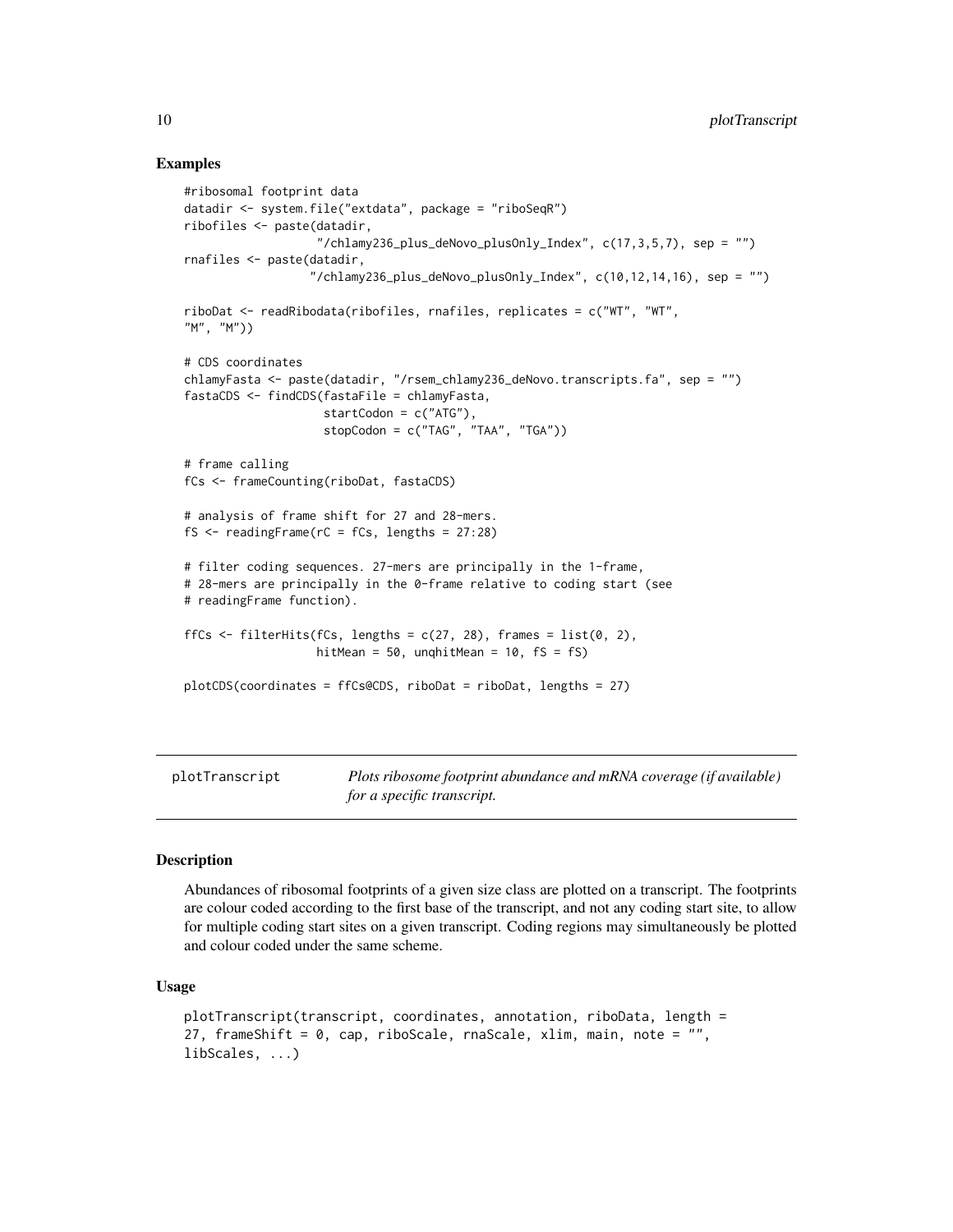### Examples

```
#ribosomal footprint data
datadir <- system.file("extdata", package = "riboSeqR")
ribofiles <- paste(datadir,
                   "/chlamy236_plus_deNovo_plusOnly_Index", c(17,3,5,7), sep = "")
rnafiles <- paste(datadir,
                  "/chlamy236_plus_deNovo_plusOnly_Index", c(10,12,14,16), sep = "")

riboDat <- readRibodata(ribofiles, rnafiles, replicates = c("WT", "WT",
"M", "M"))

# CDS coordinates
chlamyFasta <- paste(datadir, "/rsem_chlamy236_deNovo.transcripts.fa", sep = "")
fastaCDS <- findCDS(fastaFile = chlamyFasta,
                    startCodon = c("ATG"),
                    stopCodon = c("TAG", "TAA", "TGA"))

# frame calling
fCs <- frameCounting(riboDat, fastaCDS)

# analysis of frame shift for 27 and 28-mers.
fS <- readingFrame(rC = fCs, lengths = 27:28)

# filter coding sequences. 27-mers are principally in the 1-frame,
# 28-mers are principally in the 0-frame relative to coding start (see
# readingFrame function).

ffCs <- filterHits(fCs, lengths = c(27, 28), frames = list(0, 2),
                   hitMean = 50, unqhitMean = 10, fS = fS)

plotCDS(coordinates = ffCs@CDS, riboDat = riboDat, lengths = 27)
```

## plotTranscript

*Plots ribosome footprint abundance and mRNA coverage (if available) for a specific transcript.*

### Description

Abundances of ribosomal footprints of a given size class are plotted on a transcript. The footprints are colour coded according to the first base of the transcript, and not any coding start site, to allow for multiple coding start sites on a given transcript. Coding regions may simultaneously be plotted and colour coded under the same scheme.

### Usage

```
plotTranscript(transcript, coordinates, annotation, riboData, length =
27, frameShift = 0, cap, riboScale, rnaScale, xlim, main, note = "",
libScales, ...)
```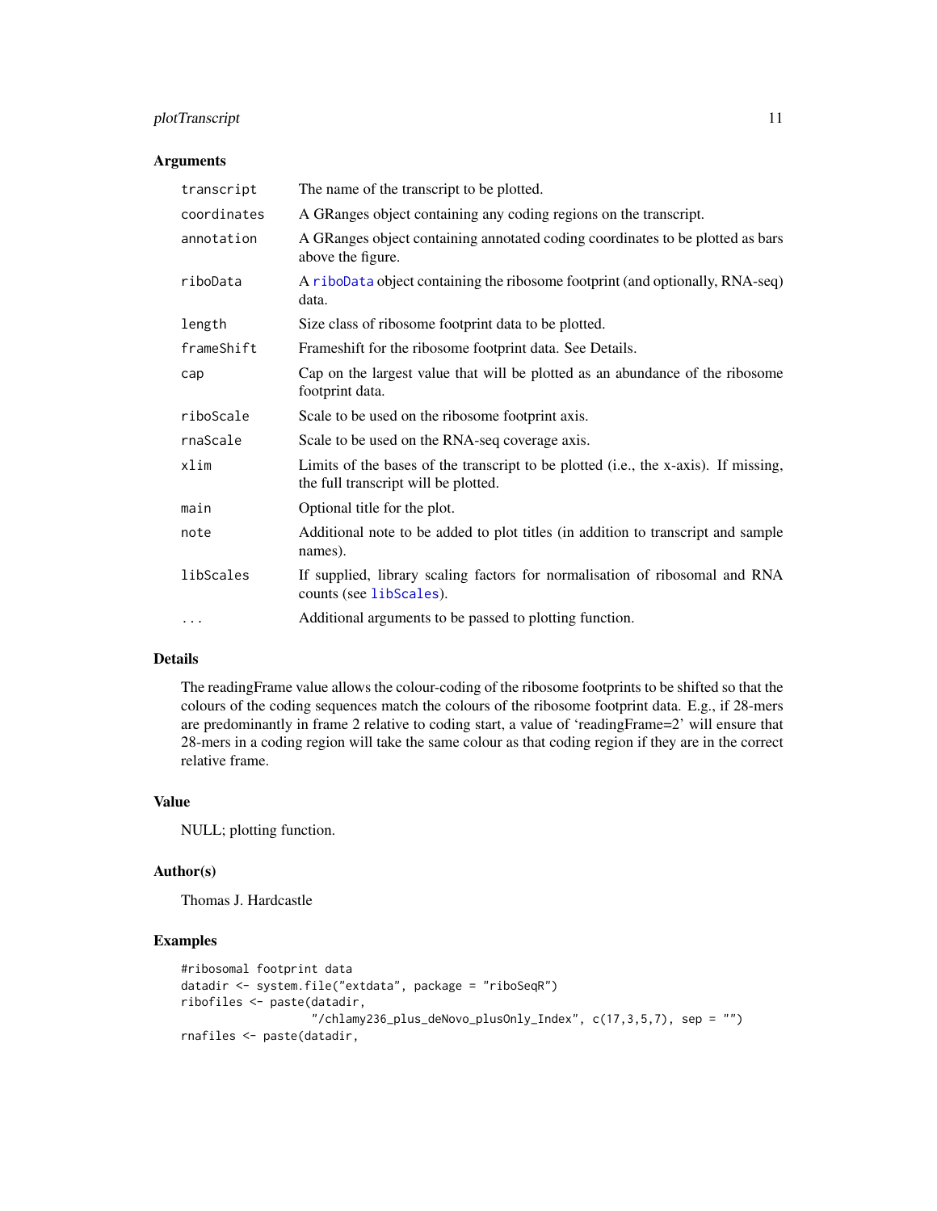## Arguments

| | |
|---|---|
| `transcript` | The name of the transcript to be plotted. |
| `coordinates` | A GRanges object containing any coding regions on the transcript. |
| `annotation` | A GRanges object containing annotated coding coordinates to be plotted as bars above the figure. |
| `riboData` | A `riboData` object containing the ribosome footprint (and optionally, RNA-seq) data. |
| `length` | Size class of ribosome footprint data to be plotted. |
| `frameShift` | Frameshift for the ribosome footprint data. See Details. |
| `cap` | Cap on the largest value that will be plotted as an abundance of the ribosome footprint data. |
| `riboScale` | Scale to be used on the ribosome footprint axis. |
| `rnaScale` | Scale to be used on the RNA-seq coverage axis. |
| `xlim` | Limits of the bases of the transcript to be plotted (i.e., the x-axis). If missing, the full transcript will be plotted. |
| `main` | Optional title for the plot. |
| `note` | Additional note to be added to plot titles (in addition to transcript and sample names). |
| `libScales` | If supplied, library scaling factors for normalisation of ribosomal and RNA counts (see `libScales`). |
| `...` | Additional arguments to be passed to plotting function. |

## Details

The readingFrame value allows the colour-coding of the ribosome footprints to be shifted so that the colours of the coding sequences match the colours of the ribosome footprint data. E.g., if 28-mers are predominantly in frame 2 relative to coding start, a value of 'readingFrame=2' will ensure that 28-mers in a coding region will take the same colour as that coding region if they are in the correct relative frame.

## Value

NULL; plotting function.

## Author(s)

Thomas J. Hardcastle

## Examples

```
#ribosomal footprint data
datadir <- system.file("extdata", package = "riboSeqR")
ribofiles <- paste(datadir,
                   "/chlamy236_plus_deNovo_plusOnly_Index", c(17,3,5,7), sep = "")
rnafiles <- paste(datadir,
```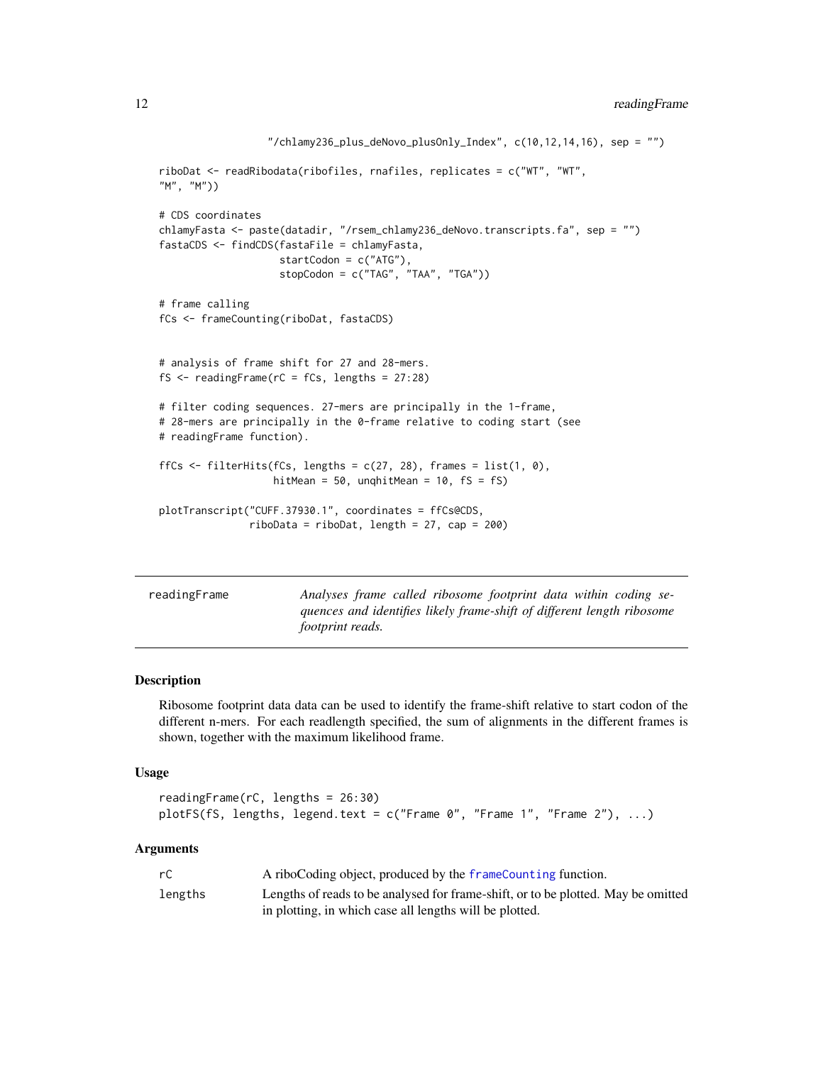```
                  "/chlamy236_plus_deNovo_plusOnly_Index", c(10,12,14,16), sep = "")

riboDat <- readRibodata(ribofiles, rnafiles, replicates = c("WT", "WT",
"M", "M"))

# CDS coordinates
chlamyFasta <- paste(datadir, "/rsem_chlamy236_deNovo.transcripts.fa", sep = "")
fastaCDS <- findCDS(fastaFile = chlamyFasta,
                    startCodon = c("ATG"),
                    stopCodon = c("TAG", "TAA", "TGA"))

# frame calling
fCs <- frameCounting(riboDat, fastaCDS)


# analysis of frame shift for 27 and 28-mers.
fS <- readingFrame(rC = fCs, lengths = 27:28)

# filter coding sequences. 27-mers are principally in the 1-frame,
# 28-mers are principally in the 0-frame relative to coding start (see
# readingFrame function).

ffCs <- filterHits(fCs, lengths = c(27, 28), frames = list(1, 0),
                   hitMean = 50, unqhitMean = 10, fS = fS)

plotTranscript("CUFF.37930.1", coordinates = ffCs@CDS,
               riboData = riboDat, length = 27, cap = 200)
```

## readingFrame — *Analyses frame called ribosome footprint data within coding sequences and identifies likely frame-shift of different length ribosome footprint reads.*

### Description

Ribosome footprint data data can be used to identify the frame-shift relative to start codon of the different n-mers. For each readlength specified, the sum of alignments in the different frames is shown, together with the maximum likelihood frame.

### Usage

```
readingFrame(rC, lengths = 26:30)
plotFS(fS, lengths, legend.text = c("Frame 0", "Frame 1", "Frame 2"), ...)
```

### Arguments

| | |
|---|---|
| rC | A riboCoding object, produced by the `frameCounting` function. |
| lengths | Lengths of reads to be analysed for frame-shift, or to be plotted. May be omitted in plotting, in which case all lengths will be plotted. |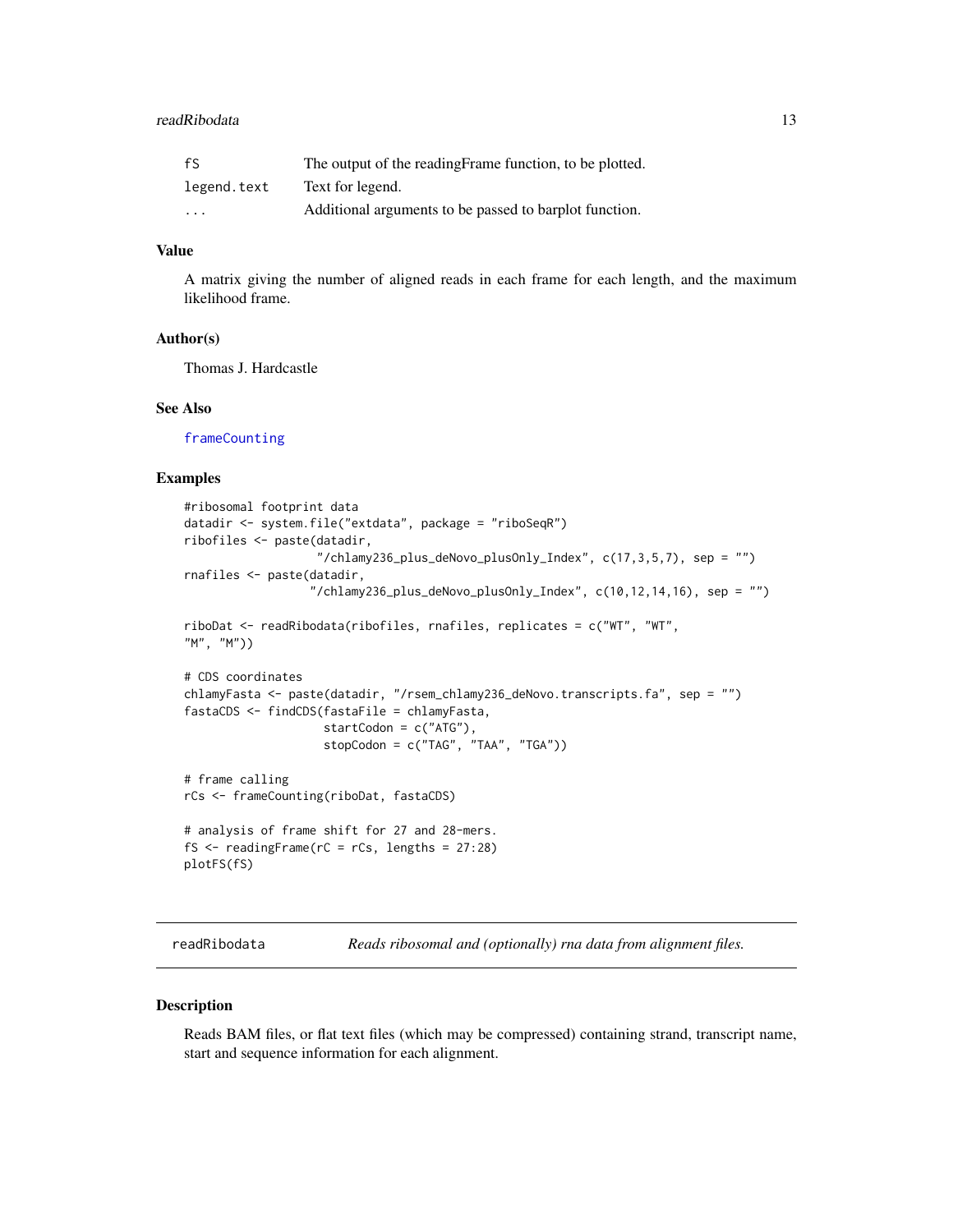| | |
|---|---|
| fS | The output of the readingFrame function, to be plotted. |
| legend.text | Text for legend. |
| ... | Additional arguments to be passed to barplot function. |

### Value

A matrix giving the number of aligned reads in each frame for each length, and the maximum likelihood frame.

### Author(s)

Thomas J. Hardcastle

### See Also

frameCounting

### Examples

```
#ribosomal footprint data
datadir <- system.file("extdata", package = "riboSeqR")
ribofiles <- paste(datadir,
                   "/chlamy236_plus_deNovo_plusOnly_Index", c(17,3,5,7), sep = "")
rnafiles <- paste(datadir,
                  "/chlamy236_plus_deNovo_plusOnly_Index", c(10,12,14,16), sep = "")

riboDat <- readRibodata(ribofiles, rnafiles, replicates = c("WT", "WT",
"M", "M"))

# CDS coordinates
chlamyFasta <- paste(datadir, "/rsem_chlamy236_deNovo.transcripts.fa", sep = "")
fastaCDS <- findCDS(fastaFile = chlamyFasta,
                    startCodon = c("ATG"),
                    stopCodon = c("TAG", "TAA", "TGA"))

# frame calling
rCs <- frameCounting(riboDat, fastaCDS)

# analysis of frame shift for 27 and 28-mers.
fS <- readingFrame(rC = rCs, lengths = 27:28)
plotFS(fS)
```

---

## readRibodata    *Reads ribosomal and (optionally) rna data from alignment files.*

### Description

Reads BAM files, or flat text files (which may be compressed) containing strand, transcript name, start and sequence information for each alignment.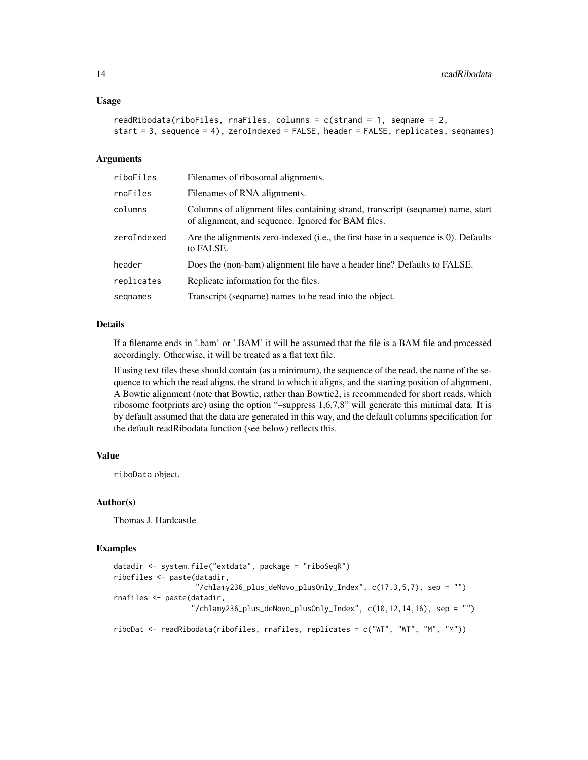## Usage

```
readRibodata(riboFiles, rnaFiles, columns = c(strand = 1, seqname = 2,
start = 3, sequence = 4), zeroIndexed = FALSE, header = FALSE, replicates, seqnames)
```

## Arguments

| | |
|---|---|
| riboFiles | Filenames of ribosomal alignments. |
| rnaFiles | Filenames of RNA alignments. |
| columns | Columns of alignment files containing strand, transcript (seqname) name, start of alignment, and sequence. Ignored for BAM files. |
| zeroIndexed | Are the alignments zero-indexed (i.e., the first base in a sequence is 0). Defaults to FALSE. |
| header | Does the (non-bam) alignment file have a header line? Defaults to FALSE. |
| replicates | Replicate information for the files. |
| seqnames | Transcript (seqname) names to be read into the object. |

## Details

If a filename ends in '.bam' or '.BAM' it will be assumed that the file is a BAM file and processed accordingly. Otherwise, it will be treated as a flat text file.

If using text files these should contain (as a minimum), the sequence of the read, the name of the sequence to which the read aligns, the strand to which it aligns, and the starting position of alignment. A Bowtie alignment (note that Bowtie, rather than Bowtie2, is recommended for short reads, which ribosome footprints are) using the option "–suppress 1,6,7,8" will generate this minimal data. It is by default assumed that the data are generated in this way, and the default columns specification for the default readRibodata function (see below) reflects this.

## Value

riboData object.

## Author(s)

Thomas J. Hardcastle

## Examples

```
datadir <- system.file("extdata", package = "riboSeqR")
ribofiles <- paste(datadir,
                   "/chlamy236_plus_deNovo_plusOnly_Index", c(17,3,5,7), sep = "")
rnafiles <- paste(datadir,
                  "/chlamy236_plus_deNovo_plusOnly_Index", c(10,12,14,16), sep = "")

riboDat <- readRibodata(ribofiles, rnafiles, replicates = c("WT", "WT", "M", "M"))
```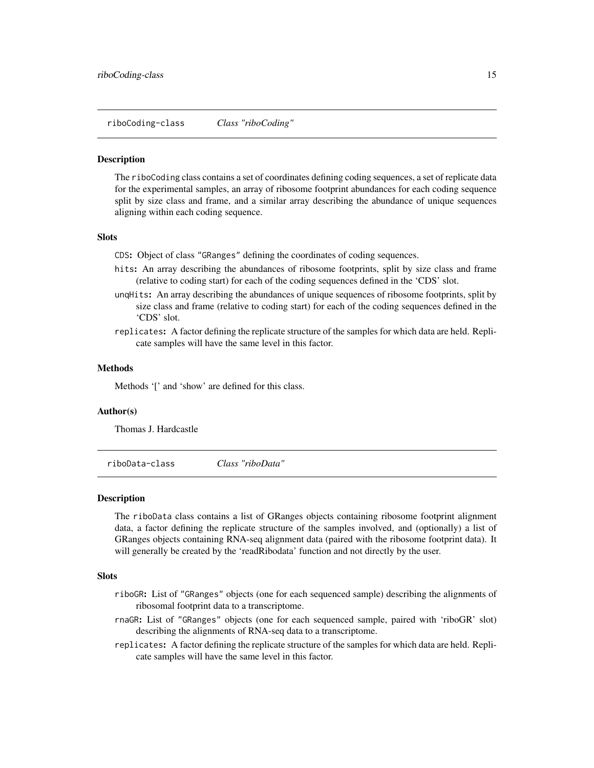## riboCoding-class *Class "riboCoding"*

### Description

The `riboCoding` class contains a set of coordinates defining coding sequences, a set of replicate data for the experimental samples, an array of ribosome footprint abundances for each coding sequence split by size class and frame, and a similar array describing the abundance of unique sequences aligning within each coding sequence.

### Slots

- `CDS`: Object of class `"GRanges"` defining the coordinates of coding sequences.
- `hits`: An array describing the abundances of ribosome footprints, split by size class and frame (relative to coding start) for each of the coding sequences defined in the 'CDS' slot.
- `unqHits`: An array describing the abundances of unique sequences of ribosome footprints, split by size class and frame (relative to coding start) for each of the coding sequences defined in the 'CDS' slot.
- `replicates`: A factor defining the replicate structure of the samples for which data are held. Replicate samples will have the same level in this factor.

### Methods

Methods '[' and 'show' are defined for this class.

### Author(s)

Thomas J. Hardcastle

## riboData-class *Class "riboData"*

### Description

The `riboData` class contains a list of GRanges objects containing ribosome footprint alignment data, a factor defining the replicate structure of the samples involved, and (optionally) a list of GRanges objects containing RNA-seq alignment data (paired with the ribosome footprint data). It will generally be created by the 'readRibodata' function and not directly by the user.

### Slots

- `riboGR`: List of `"GRanges"` objects (one for each sequenced sample) describing the alignments of ribosomal footprint data to a transcriptome.
- `rnaGR`: List of `"GRanges"` objects (one for each sequenced sample, paired with 'riboGR' slot) describing the alignments of RNA-seq data to a transcriptome.
- `replicates`: A factor defining the replicate structure of the samples for which data are held. Replicate samples will have the same level in this factor.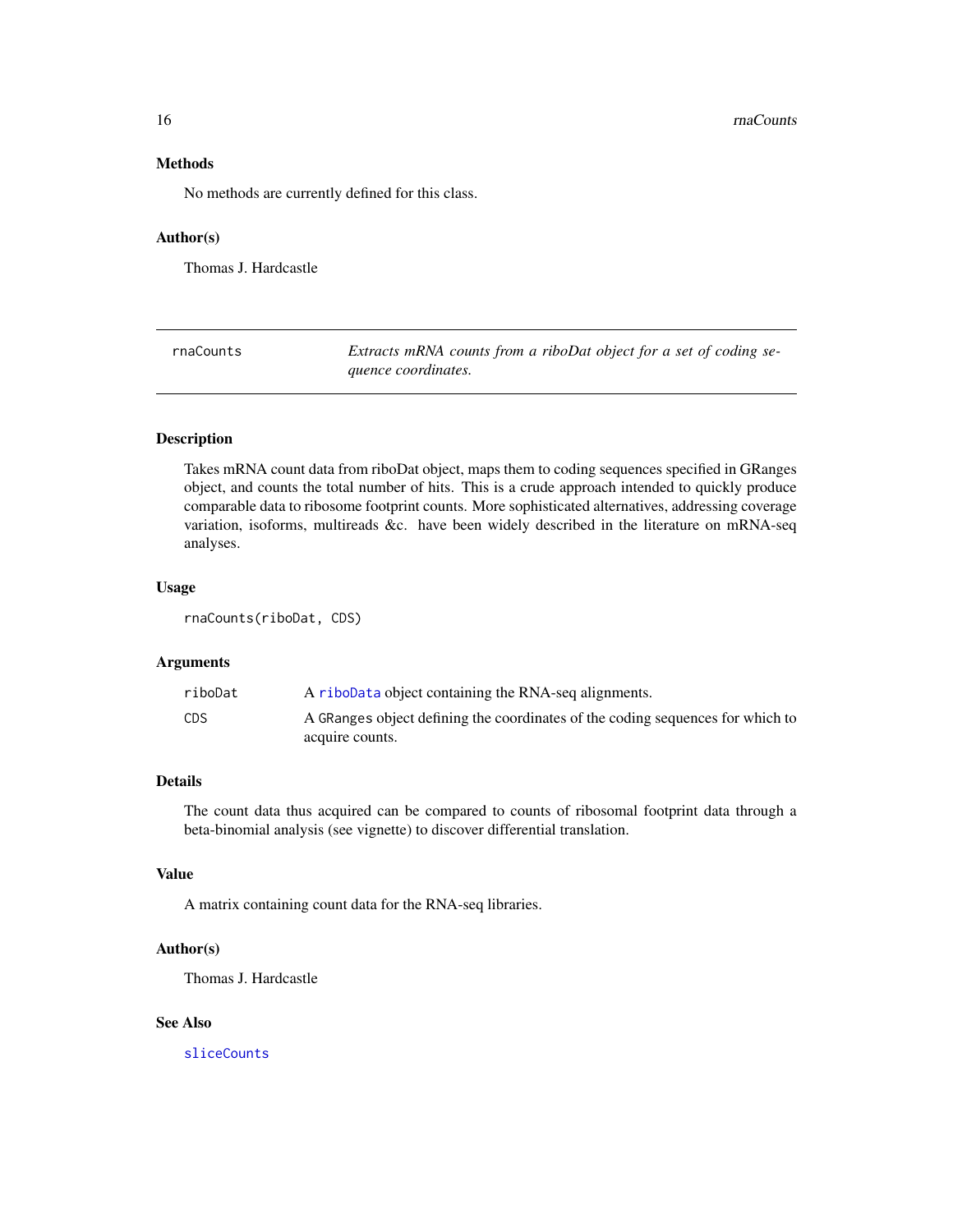### Methods

No methods are currently defined for this class.

### Author(s)

Thomas J. Hardcastle

---

## rnaCounts — *Extracts mRNA counts from a riboDat object for a set of coding sequence coordinates.*

---

### Description

Takes mRNA count data from riboDat object, maps them to coding sequences specified in GRanges object, and counts the total number of hits. This is a crude approach intended to quickly produce comparable data to ribosome footprint counts. More sophisticated alternatives, addressing coverage variation, isoforms, multireads &c. have been widely described in the literature on mRNA-seq analyses.

### Usage

```
rnaCounts(riboDat, CDS)
```

### Arguments

| | |
|---|---|
| riboDat | A `riboData` object containing the RNA-seq alignments. |
| CDS | A `GRanges` object defining the coordinates of the coding sequences for which to acquire counts. |

### Details

The count data thus acquired can be compared to counts of ribosomal footprint data through a beta-binomial analysis (see vignette) to discover differential translation.

### Value

A matrix containing count data for the RNA-seq libraries.

### Author(s)

Thomas J. Hardcastle

### See Also

`sliceCounts`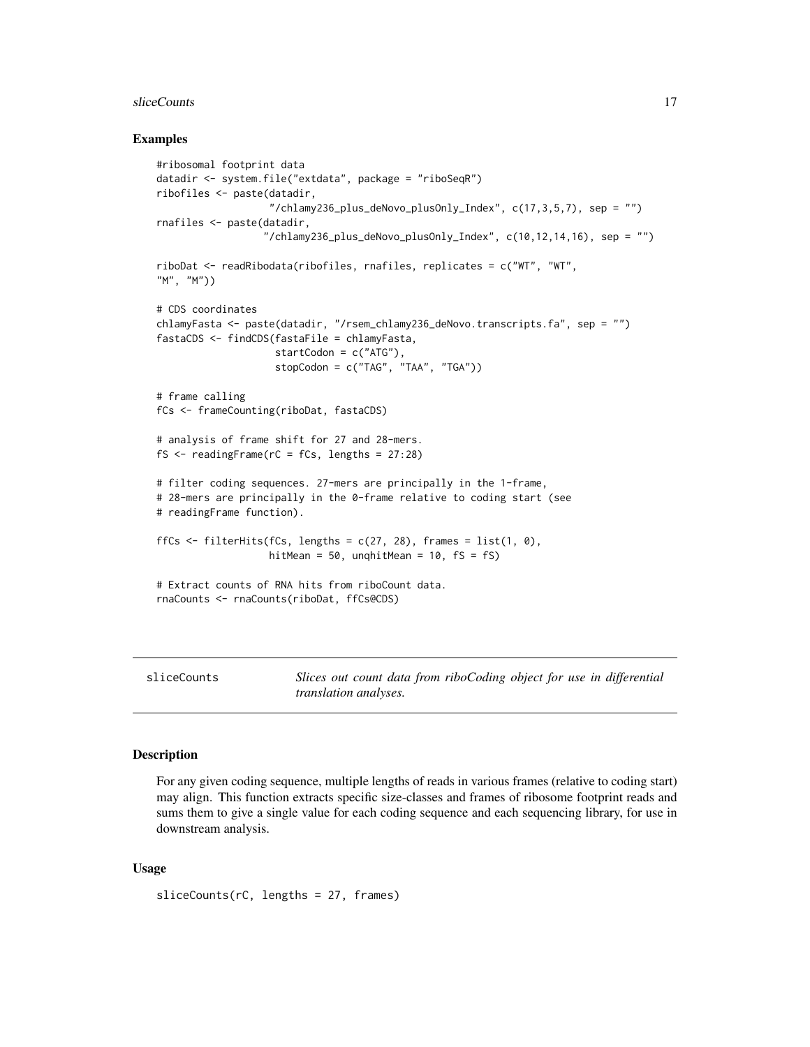### Examples

```
#ribosomal footprint data
datadir <- system.file("extdata", package = "riboSeqR")
ribofiles <- paste(datadir,
                   "/chlamy236_plus_deNovo_plusOnly_Index", c(17,3,5,7), sep = "")
rnafiles <- paste(datadir,
                  "/chlamy236_plus_deNovo_plusOnly_Index", c(10,12,14,16), sep = "")

riboDat <- readRibodata(ribofiles, rnafiles, replicates = c("WT", "WT",
"M", "M"))

# CDS coordinates
chlamyFasta <- paste(datadir, "/rsem_chlamy236_deNovo.transcripts.fa", sep = "")
fastaCDS <- findCDS(fastaFile = chlamyFasta,
                    startCodon = c("ATG"),
                    stopCodon = c("TAG", "TAA", "TGA"))

# frame calling
fCs <- frameCounting(riboDat, fastaCDS)

# analysis of frame shift for 27 and 28-mers.
fS <- readingFrame(rC = fCs, lengths = 27:28)

# filter coding sequences. 27-mers are principally in the 1-frame,
# 28-mers are principally in the 0-frame relative to coding start (see
# readingFrame function).

ffCs <- filterHits(fCs, lengths = c(27, 28), frames = list(1, 0),
                   hitMean = 50, unqhitMean = 10, fS = fS)

# Extract counts of RNA hits from riboCount data.
rnaCounts <- rnaCounts(riboDat, ffCs@CDS)
```

---

## sliceCounts — *Slices out count data from riboCoding object for use in differential translation analyses.*

---

### Description

For any given coding sequence, multiple lengths of reads in various frames (relative to coding start) may align. This function extracts specific size-classes and frames of ribosome footprint reads and sums them to give a single value for each coding sequence and each sequencing library, for use in downstream analysis.

### Usage

```
sliceCounts(rC, lengths = 27, frames)
```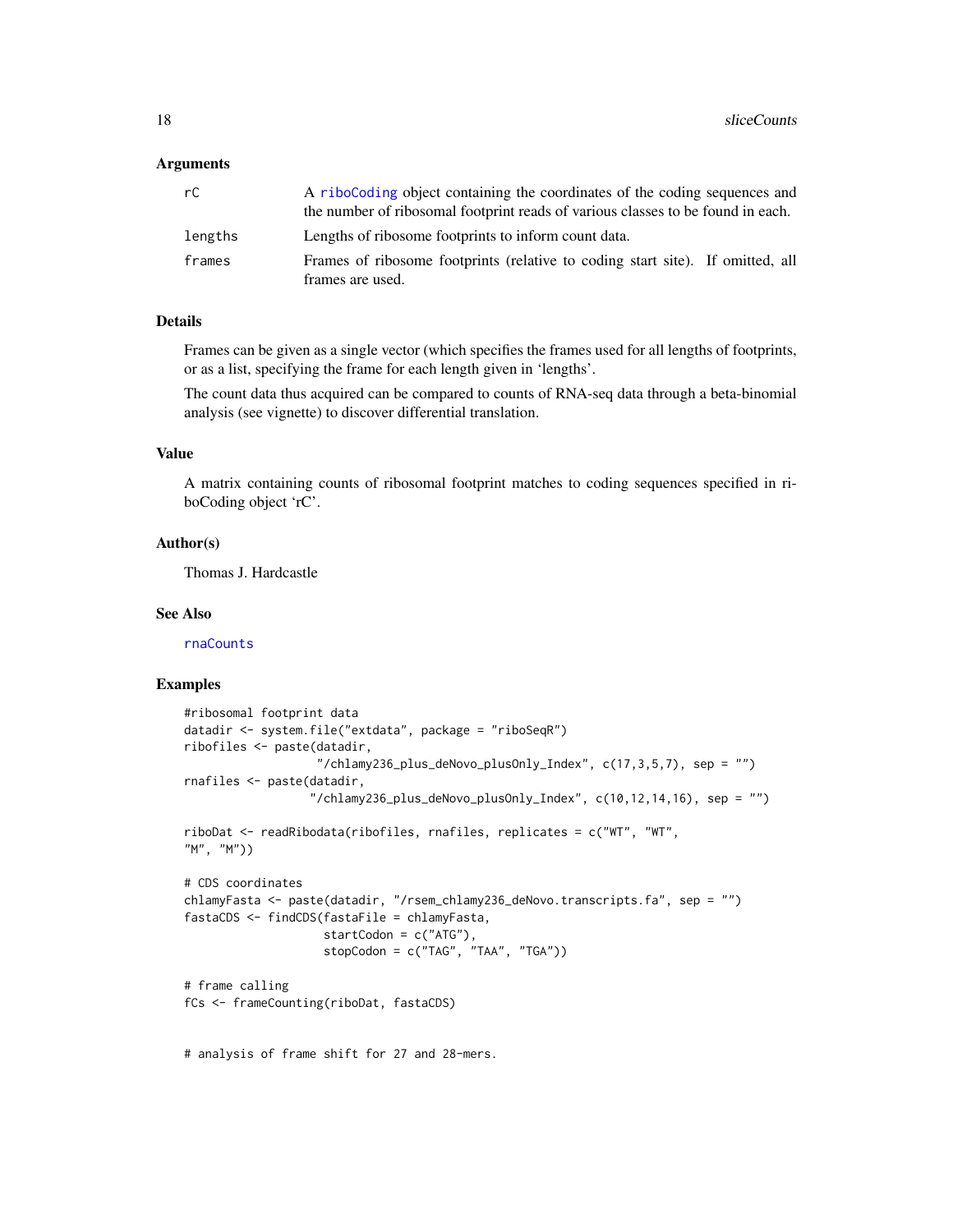## Arguments

| | |
|---|---|
| rC | A riboCoding object containing the coordinates of the coding sequences and the number of ribosomal footprint reads of various classes to be found in each. |
| lengths | Lengths of ribosome footprints to inform count data. |
| frames | Frames of ribosome footprints (relative to coding start site). If omitted, all frames are used. |

## Details

Frames can be given as a single vector (which specifies the frames used for all lengths of footprints, or as a list, specifying the frame for each length given in 'lengths'.

The count data thus acquired can be compared to counts of RNA-seq data through a beta-binomial analysis (see vignette) to discover differential translation.

## Value

A matrix containing counts of ribosomal footprint matches to coding sequences specified in riboCoding object 'rC'.

## Author(s)

Thomas J. Hardcastle

## See Also

rnaCounts

## Examples

```
#ribosomal footprint data
datadir <- system.file("extdata", package = "riboSeqR")
ribofiles <- paste(datadir,
                   "/chlamy236_plus_deNovo_plusOnly_Index", c(17,3,5,7), sep = "")
rnafiles <- paste(datadir,
                  "/chlamy236_plus_deNovo_plusOnly_Index", c(10,12,14,16), sep = "")

riboDat <- readRibodata(ribofiles, rnafiles, replicates = c("WT", "WT",
"M", "M"))

# CDS coordinates
chlamyFasta <- paste(datadir, "/rsem_chlamy236_deNovo.transcripts.fa", sep = "")
fastaCDS <- findCDS(fastaFile = chlamyFasta,
                    startCodon = c("ATG"),
                    stopCodon = c("TAG", "TAA", "TGA"))

# frame calling
fCs <- frameCounting(riboDat, fastaCDS)


# analysis of frame shift for 27 and 28-mers.
```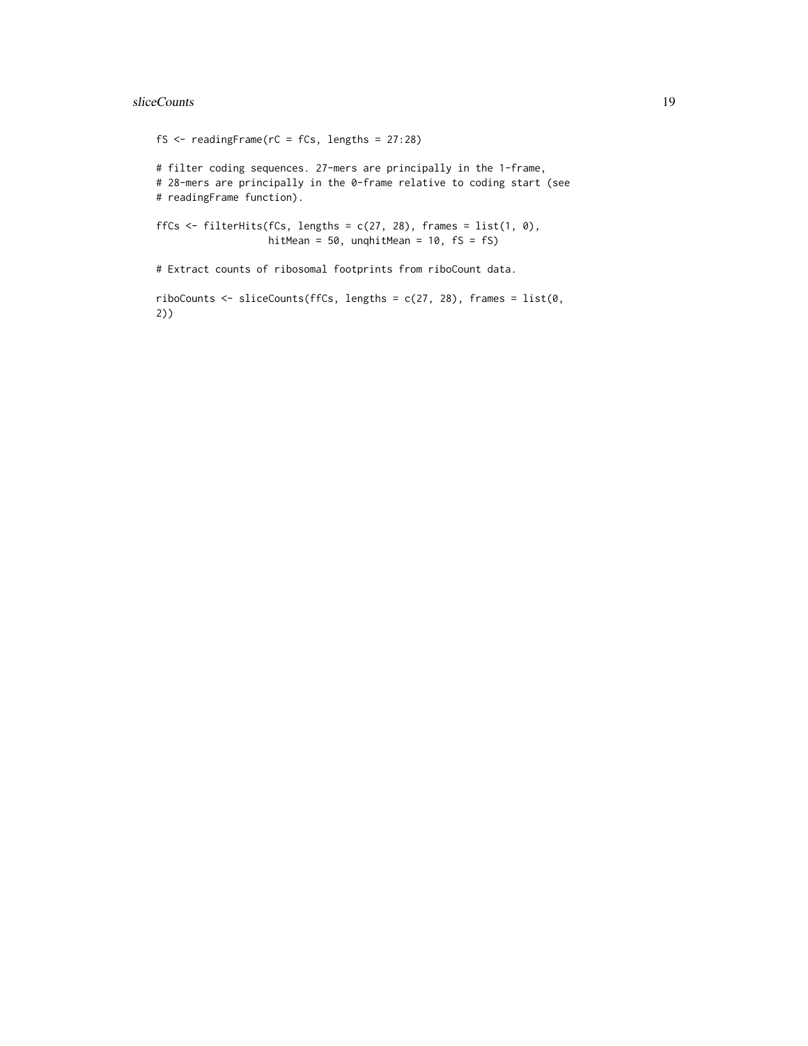```
fS <- readingFrame(rC = fCs, lengths = 27:28)

# filter coding sequences. 27-mers are principally in the 1-frame,
# 28-mers are principally in the 0-frame relative to coding start (see
# readingFrame function).

ffCs <- filterHits(fCs, lengths = c(27, 28), frames = list(1, 0),
                   hitMean = 50, unqhitMean = 10, fS = fS)

# Extract counts of ribosomal footprints from riboCount data.

riboCounts <- sliceCounts(ffCs, lengths = c(27, 28), frames = list(0,
2))
```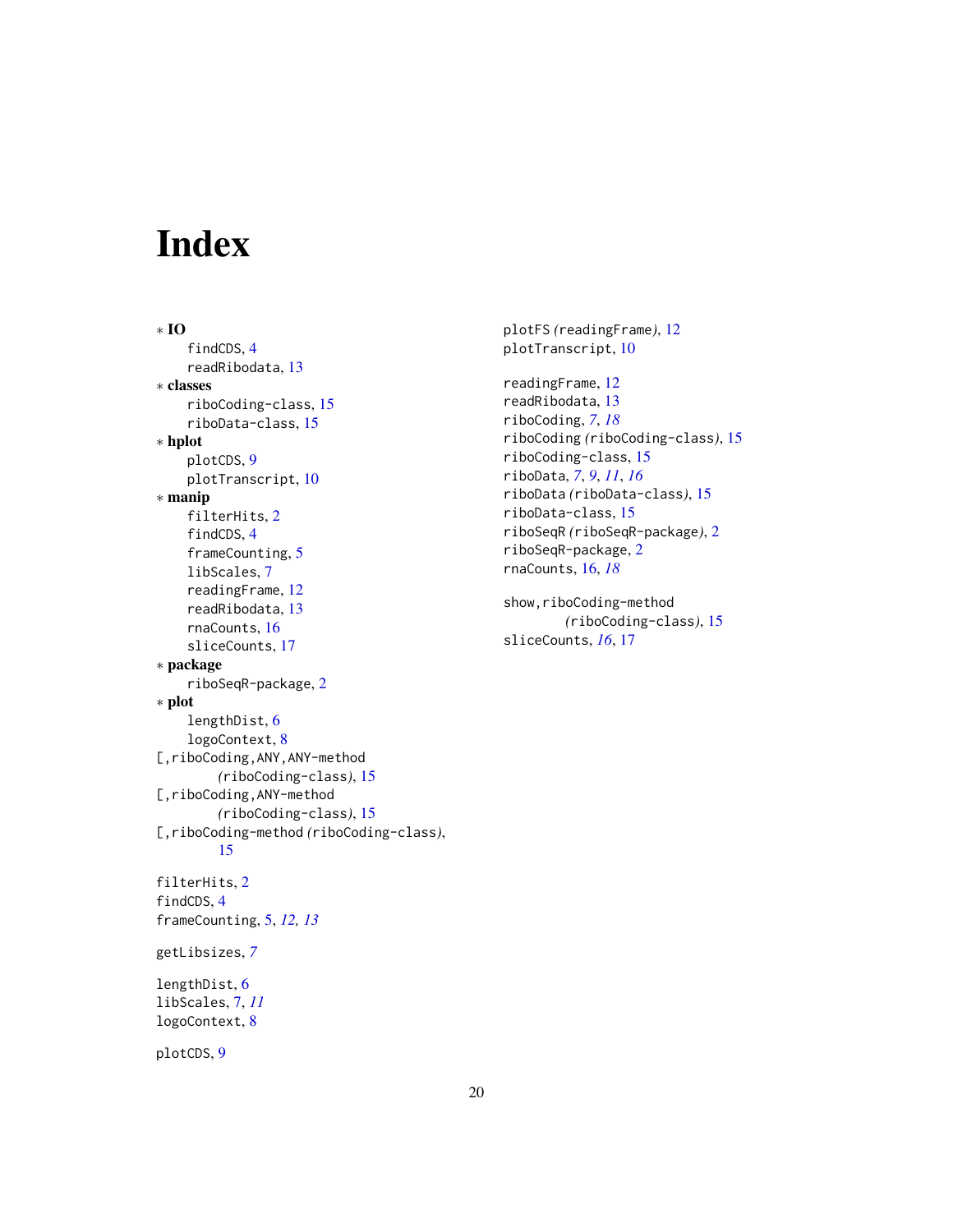# Index

* **IO**
    - findCDS, 4
    - readRibodata, 13
* **classes**
    - riboCoding-class, 15
    - riboData-class, 15
* **hplot**
    - plotCDS, 9
    - plotTranscript, 10
* **manip**
    - filterHits, 2
    - findCDS, 4
    - frameCounting, 5
    - libScales, 7
    - readingFrame, 12
    - readRibodata, 13
    - rnaCounts, 16
    - sliceCounts, 17
* **package**
    - riboSeqR-package, 2
* **plot**
    - lengthDist, 6
    - logoContext, 8

[,riboCoding,ANY,ANY-method *(*riboCoding-class*)*, 15
[,riboCoding,ANY-method *(*riboCoding-class*)*, 15
[,riboCoding-method *(*riboCoding-class*)*, 15

filterHits, 2
findCDS, 4
frameCounting, 5, *12*, *13*

getLibsizes, *7*

lengthDist, 6
libScales, 7, *11*
logoContext, 8

plotCDS, 9
plotFS *(*readingFrame*)*, 12
plotTranscript, 10

readingFrame, 12
readRibodata, 13
riboCoding, *7*, *18*
riboCoding *(*riboCoding-class*)*, 15
riboCoding-class, 15
riboData, *7*, *9*, *11*, *16*
riboData *(*riboData-class*)*, 15
riboData-class, 15
riboSeqR *(*riboSeqR-package*)*, 2
riboSeqR-package, 2
rnaCounts, 16, *18*

show,riboCoding-method *(*riboCoding-class*)*, 15
sliceCounts, *16*, 17